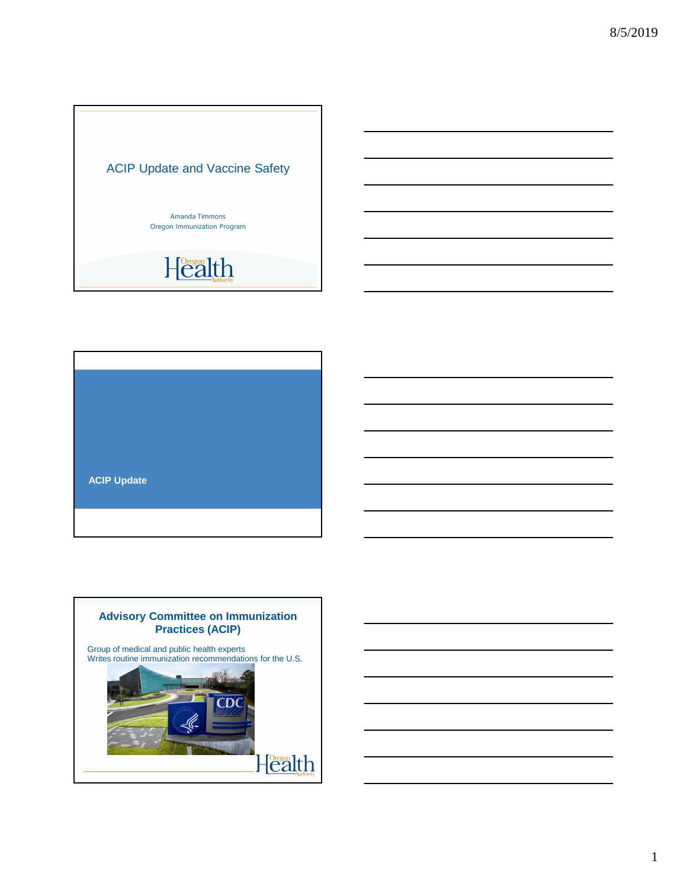# ACIP Update and Vaccine Safety

Amanda Timmons
Oregon Immunization Program

---

## ACIP Update

---

## Advisory Committee on Immunization Practices (ACIP)

Group of medical and public health experts
Writes routine immunization recommendations for the U.S.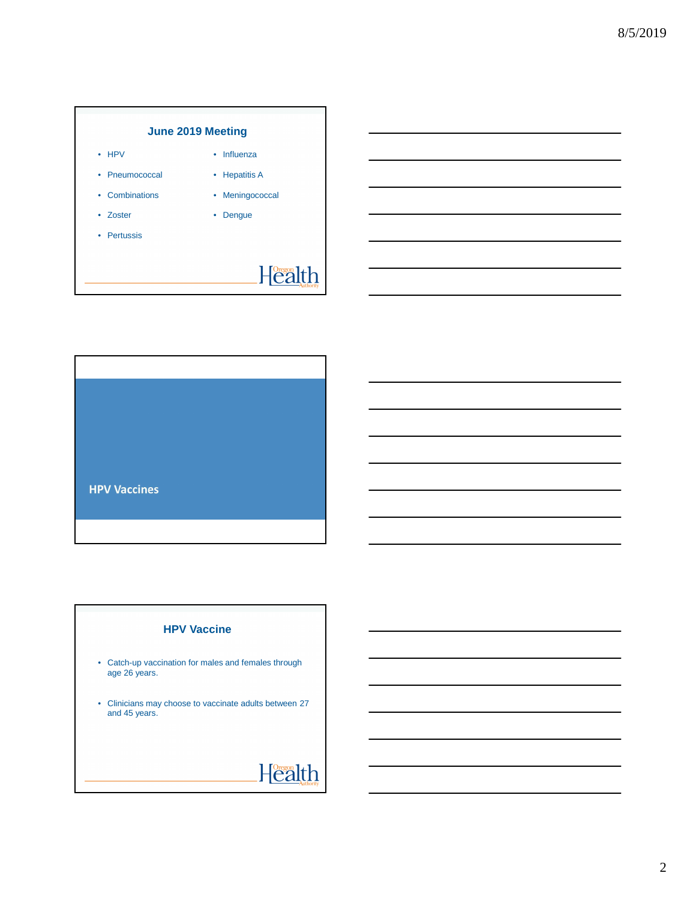## June 2019 Meeting

- HPV
- Pneumococcal
- Combinations
- Zoster
- Pertussis
- Influenza
- Hepatitis A
- Meningococcal
- Dengue

## HPV Vaccines

## HPV Vaccine

- Catch-up vaccination for males and females through age 26 years.
- Clinicians may choose to vaccinate adults between 27 and 45 years.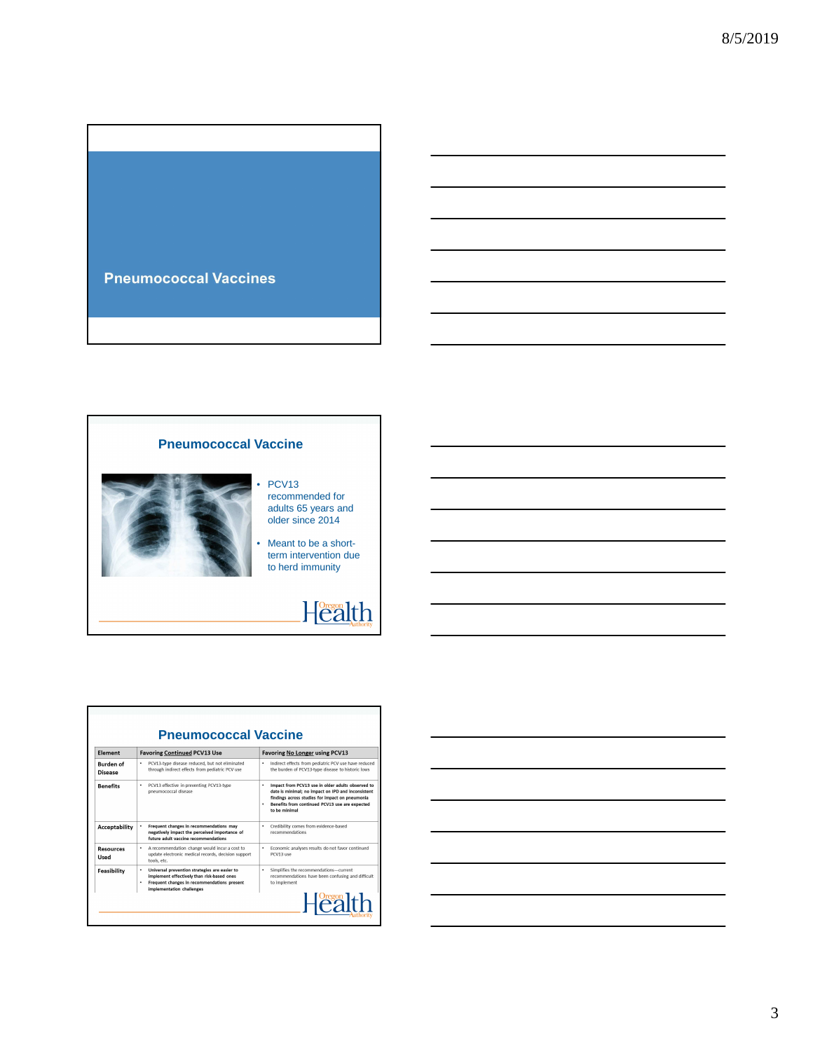## Pneumococcal Vaccines

## Pneumococcal Vaccine

- PCV13 recommended for adults 65 years and older since 2014
- Meant to be a short-term intervention due to herd immunity

## Pneumococcal Vaccine

| Element | Favoring **Continued** PCV13 Use | Favoring **No Longer** using PCV13 |
|---|---|---|
| **Burden of Disease** | • PCV13-type disease reduced, but not eliminated through indirect effects from pediatric PCV use | • Indirect effects from pediatric PCV use have reduced the burden of PCV13-type disease to historic lows |
| **Benefits** | • PCV13 effective in preventing PCV13-type pneumococcal disease | • **Impact from PCV13 use in older adults observed to date is minimal; no impact on IPD and inconsistent findings across studies for impact on pneumonia** • **Benefits from continued PCV13 use are expected to be minimal** |
| **Acceptability** | • **Frequent changes in recommendations may negatively impact the perceived importance of future adult vaccine recommendations** | • Credibility comes from evidence-based recommendations |
| **Resources Used** | • A recommendation change would incur a cost to update electronic medical records, decision support tools, etc. | • Economic analyses results do not favor continued PCV13 use |
| **Feasibility** | • **Universal prevention strategies are easier to implement effectively than risk-based ones** • **Frequent changes in recommendations present implementation challenges** | • Simplifies the recommendations—current recommendations have been confusing and difficult to implement |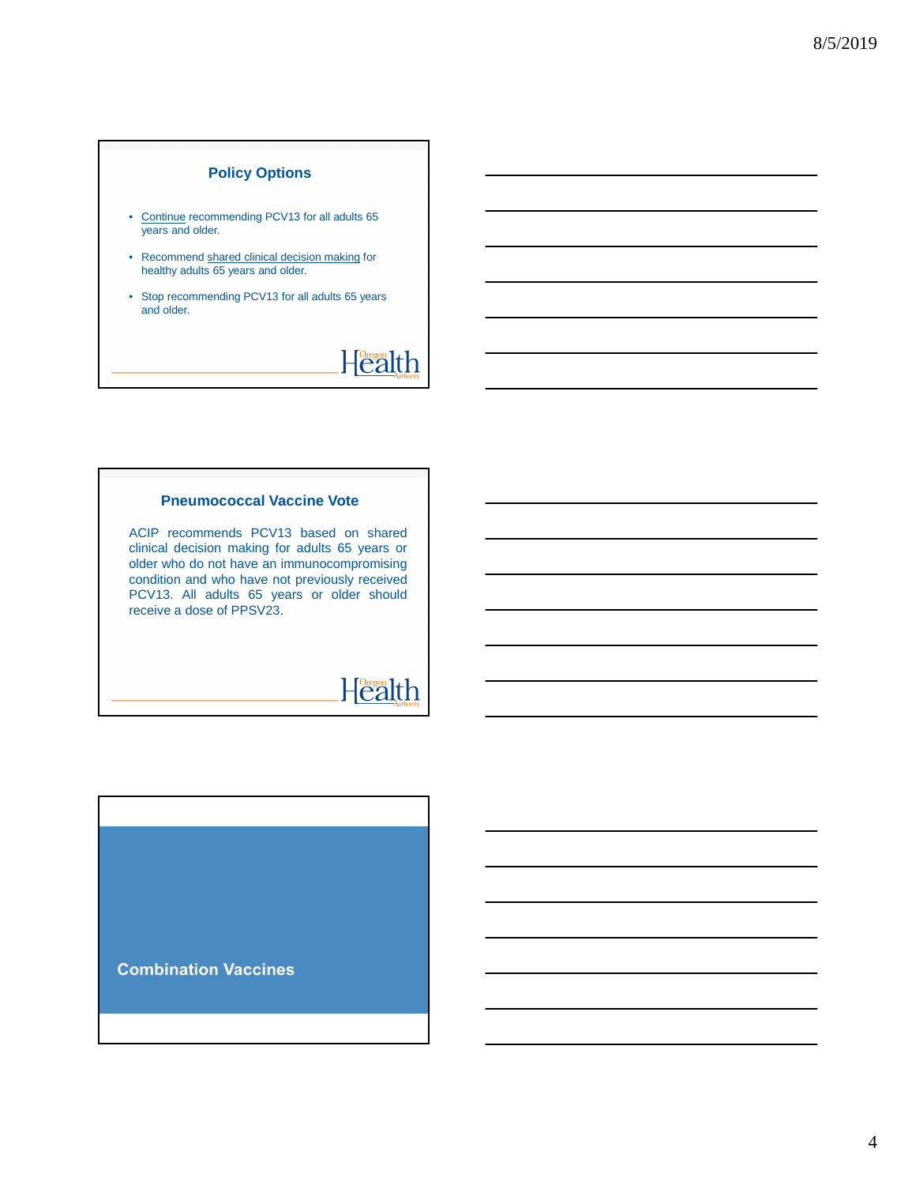## Policy Options

- Continue recommending PCV13 for all adults 65 years and older.
- Recommend shared clinical decision making for healthy adults 65 years and older.
- Stop recommending PCV13 for all adults 65 years and older.

## Pneumococcal Vaccine Vote

ACIP recommends PCV13 based on shared clinical decision making for adults 65 years or older who do not have an immunocompromising condition and who have not previously received PCV13. All adults 65 years or older should receive a dose of PPSV23.

## Combination Vaccines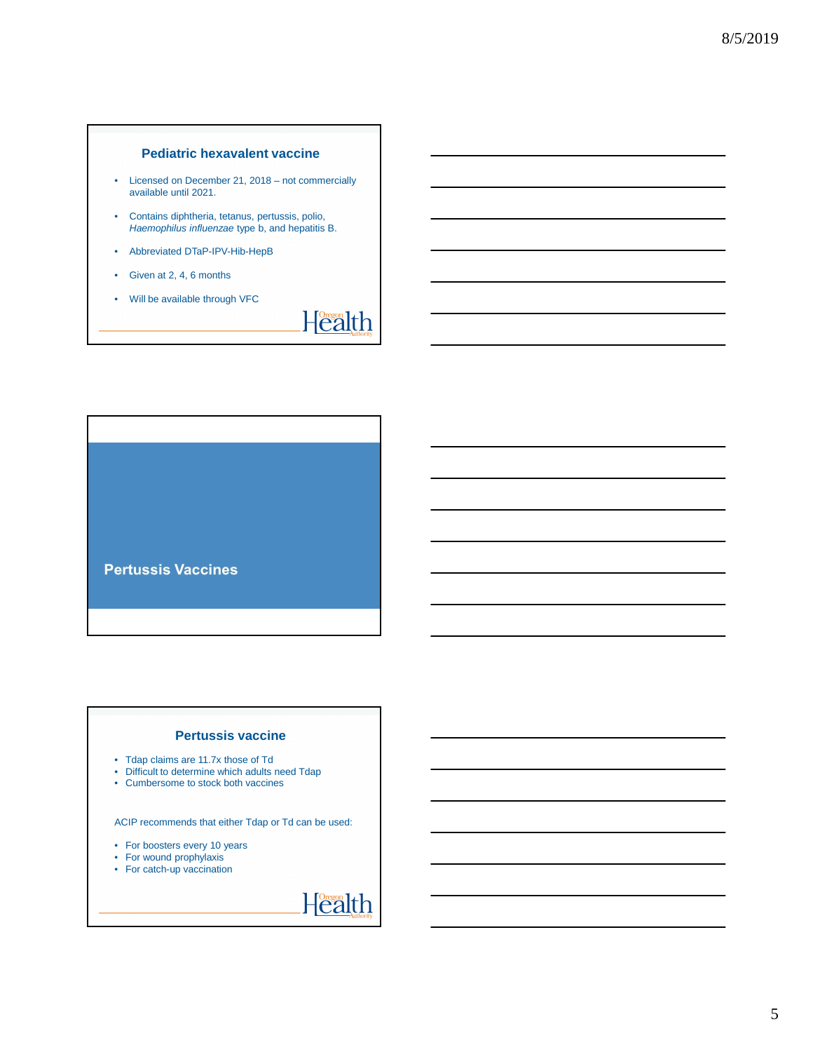## Pediatric hexavalent vaccine

- Licensed on December 21, 2018 – not commercially available until 2021.
- Contains diphtheria, tetanus, pertussis, polio, *Haemophilus influenzae* type b, and hepatitis B.
- Abbreviated DTaP-IPV-Hib-HepB
- Given at 2, 4, 6 months
- Will be available through VFC

## Pertussis Vaccines

## Pertussis vaccine

- Tdap claims are 11.7x those of Td
- Difficult to determine which adults need Tdap
- Cumbersome to stock both vaccines

ACIP recommends that either Tdap or Td can be used:

- For boosters every 10 years
- For wound prophylaxis
- For catch-up vaccination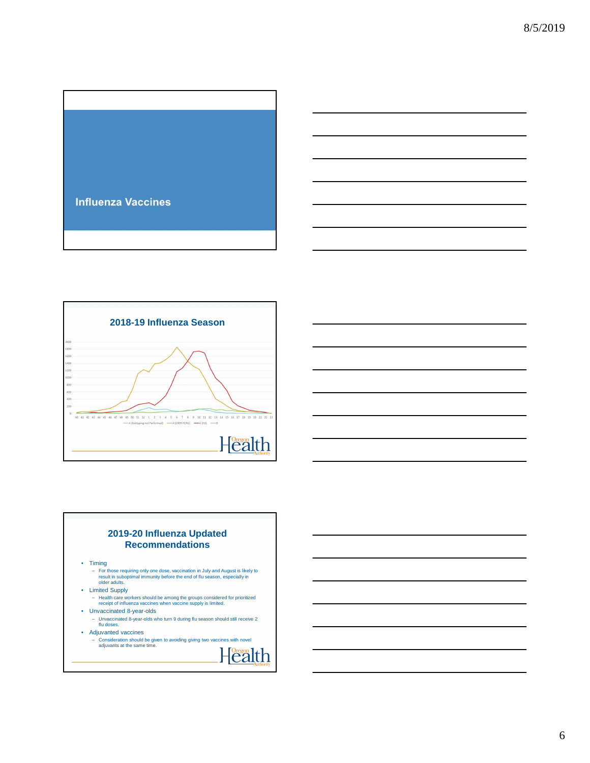## Influenza Vaccines

## 2018-19 Influenza Season

A (Subtyping not Performed) — A (2009 H1N1) — A (H3) — B

## 2019-20 Influenza Updated Recommendations

- Timing
  - For those requiring only one dose, vaccination in July and August is likely to result in suboptimal immunity before the end of flu season, especially in older adults.
- Limited Supply
  - Health care workers should be among the groups considered for prioritized receipt of influenza vaccines when vaccine supply is limited.
- Unvaccinated 8-year-olds
  - Unvaccinated 8-year-olds who turn 9 during flu season should still receive 2 flu doses.
- Adjuvanted vaccines
  - Consideration should be given to avoiding giving two vaccines with novel adjuvants at the same time.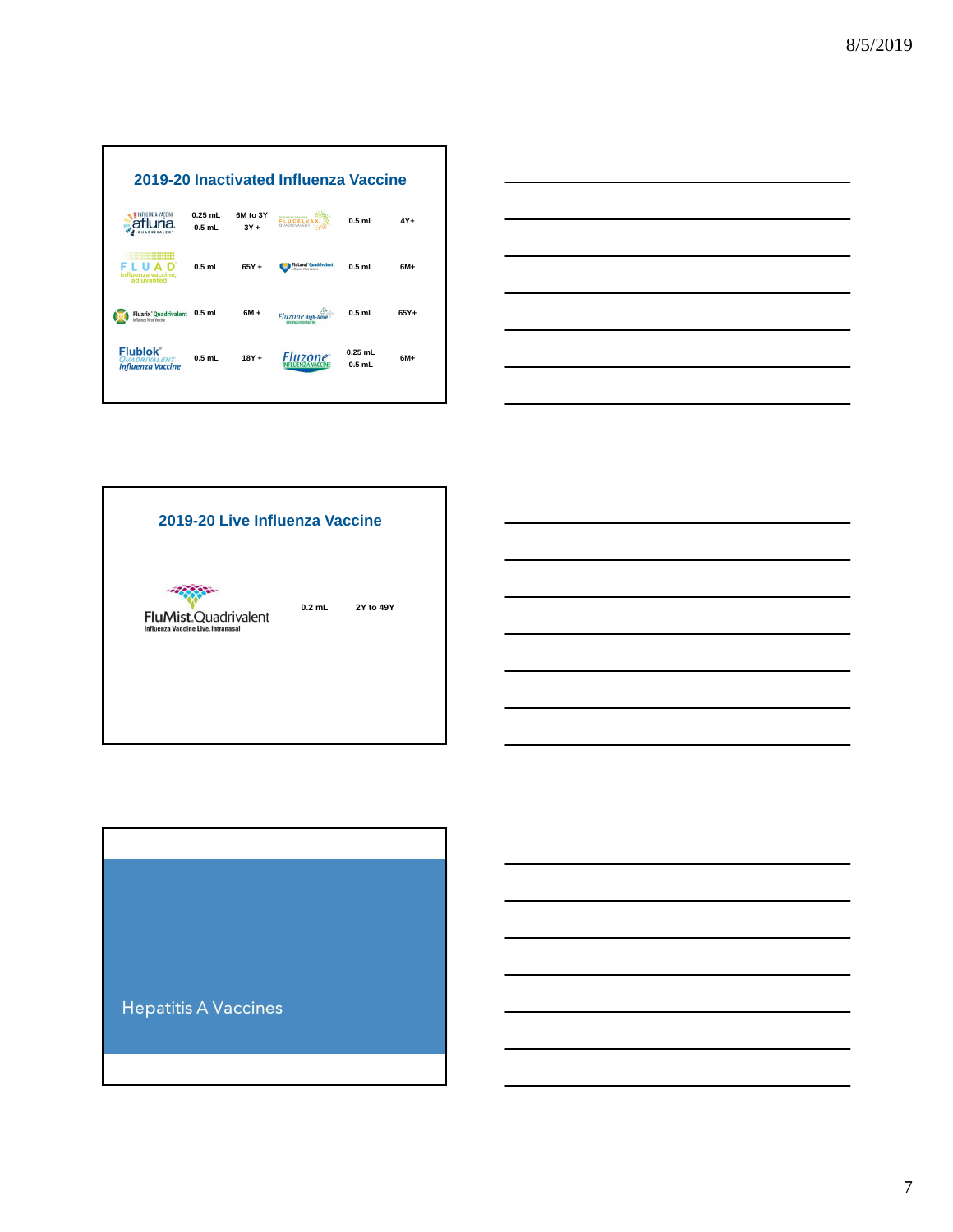## 2019-20 Inactivated Influenza Vaccine

| Vaccine | Dose | Age | Vaccine | Dose | Age |
|---|---|---|---|---|---|
| Afluria Quadrivalent | 0.25 mL<br>0.5 mL | 6M to 3Y<br>3Y + | Flucelvax Quadrivalent | 0.5 mL | 4Y+ |
| Fluad (influenza vaccine, adjuvanted) | 0.5 mL | 65Y + | Flulaval Quadrivalent | 0.5 mL | 6M+ |
| Fluarix Quadrivalent | 0.5 mL | 6M + | Fluzone High-Dose | 0.5 mL | 65Y+ |
| Flublok Quadrivalent Influenza Vaccine | 0.5 mL | 18Y + | Fluzone Influenza Vaccine | 0.25 mL<br>0.5 mL | 6M+ |

## 2019-20 Live Influenza Vaccine

| Vaccine | Dose | Age |
|---|---|---|
| FluMist Quadrivalent Influenza Vaccine Live, Intranasal | 0.2 mL | 2Y to 49Y |

## Hepatitis A Vaccines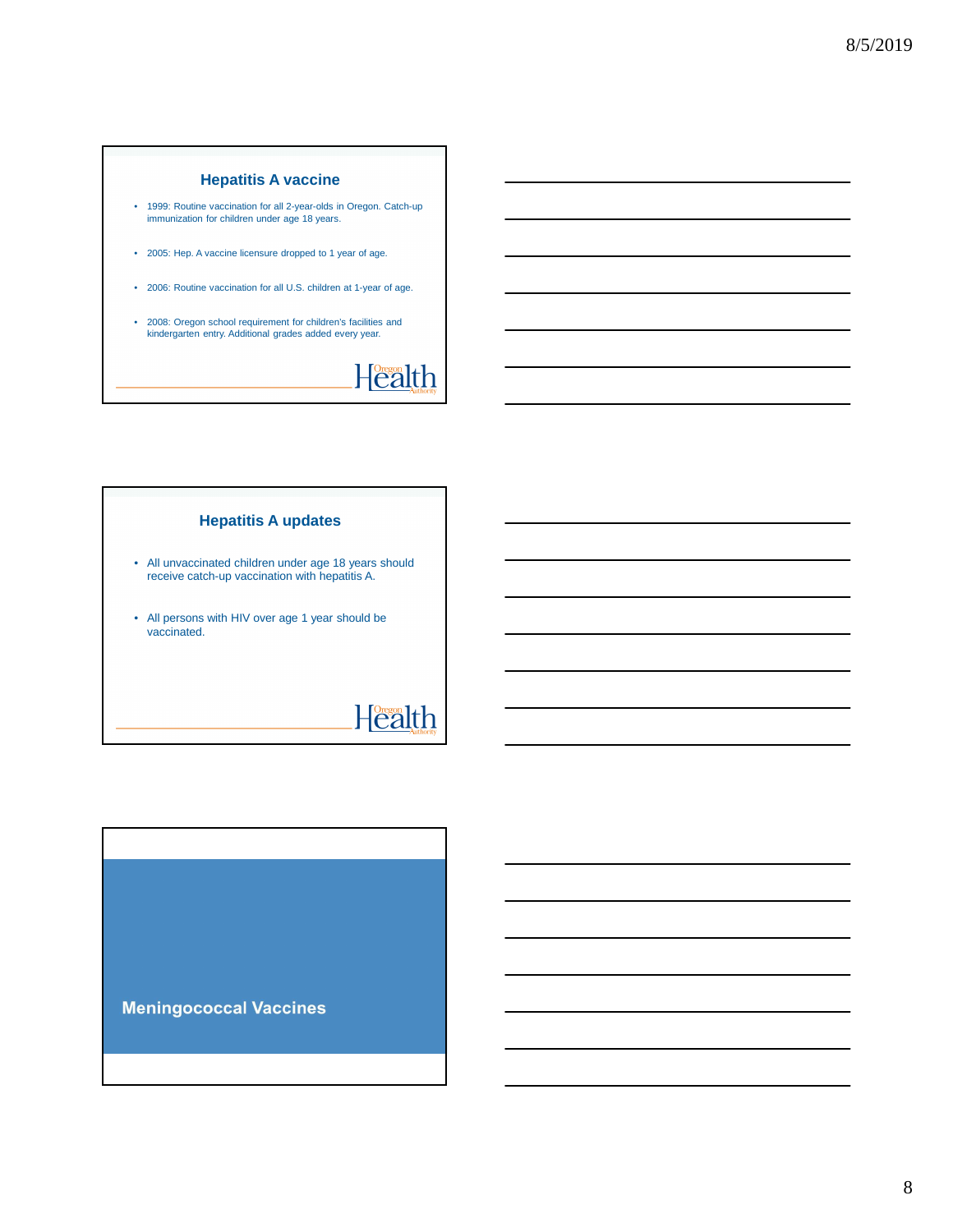## Hepatitis A vaccine

- 1999: Routine vaccination for all 2-year-olds in Oregon. Catch-up immunization for children under age 18 years.
- 2005: Hep. A vaccine licensure dropped to 1 year of age.
- 2006: Routine vaccination for all U.S. children at 1-year of age.
- 2008: Oregon school requirement for children's facilities and kindergarten entry. Additional grades added every year.

## Hepatitis A updates

- All unvaccinated children under age 18 years should receive catch-up vaccination with hepatitis A.
- All persons with HIV over age 1 year should be vaccinated.

## Meningococcal Vaccines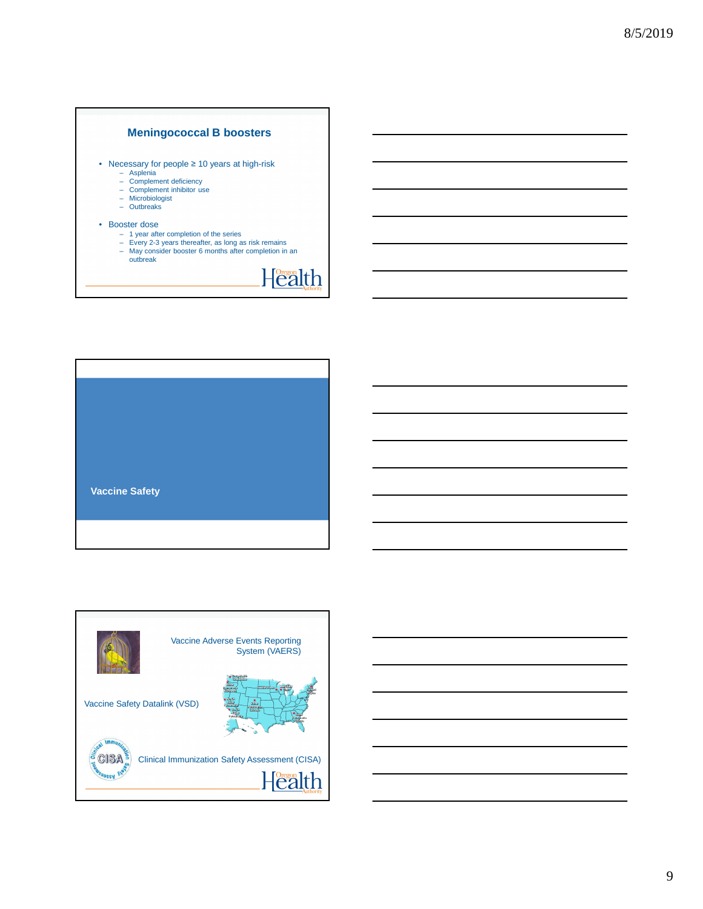## Meningococcal B boosters

- Necessary for people ≥ 10 years at high-risk
  - Asplenia
  - Complement deficiency
  - Complement inhibitor use
  - Microbiologist
  - Outbreaks
- Booster dose
  - 1 year after completion of the series
  - Every 2-3 years thereafter, as long as risk remains
  - May consider booster 6 months after completion in an outbreak

## Vaccine Safety

Vaccine Adverse Events Reporting System (VAERS)

Vaccine Safety Datalink (VSD)

Clinical Immunization Safety Assessment (CISA)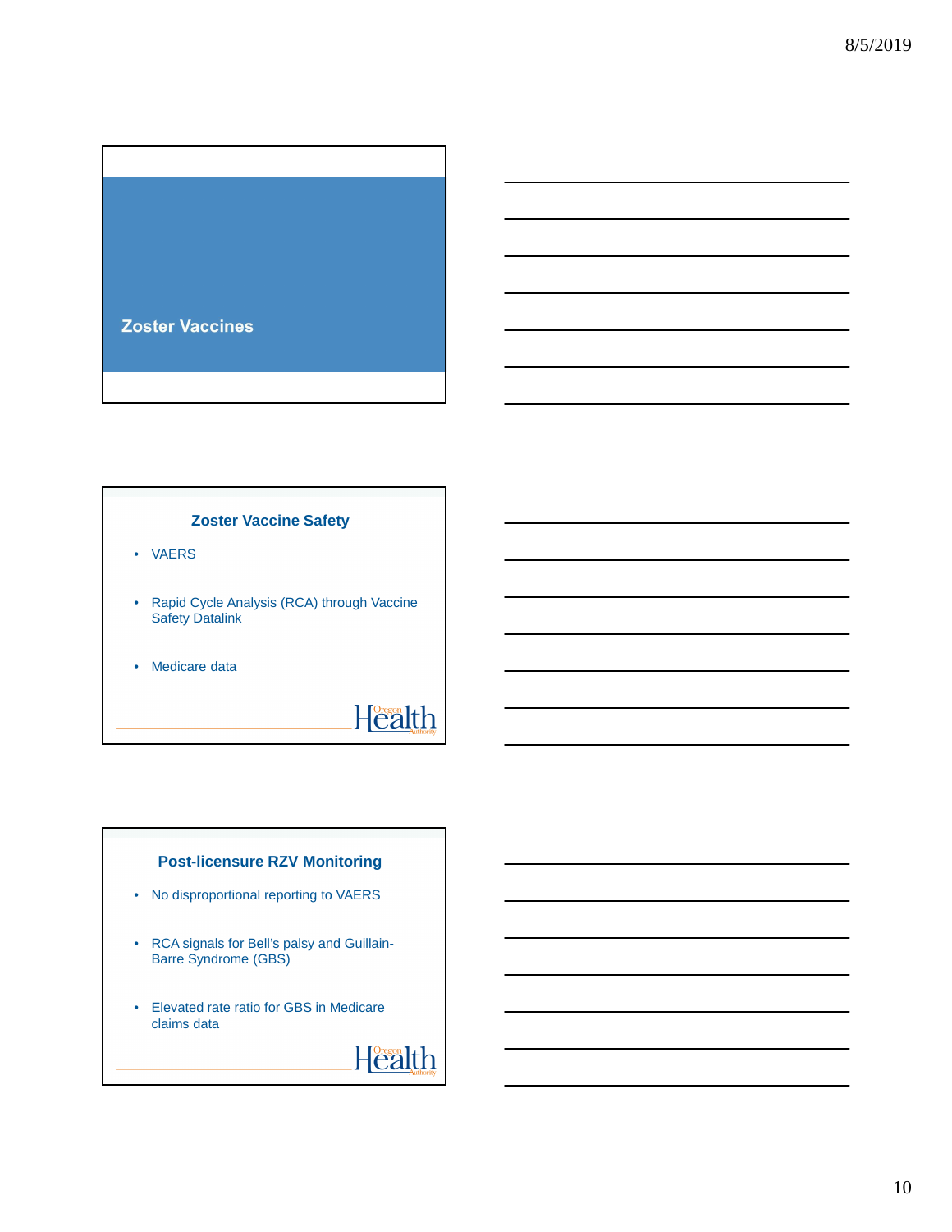## Zoster Vaccines

## Zoster Vaccine Safety

- VAERS
- Rapid Cycle Analysis (RCA) through Vaccine Safety Datalink
- Medicare data

## Post-licensure RZV Monitoring

- No disproportional reporting to VAERS
- RCA signals for Bell's palsy and Guillain-Barre Syndrome (GBS)
- Elevated rate ratio for GBS in Medicare claims data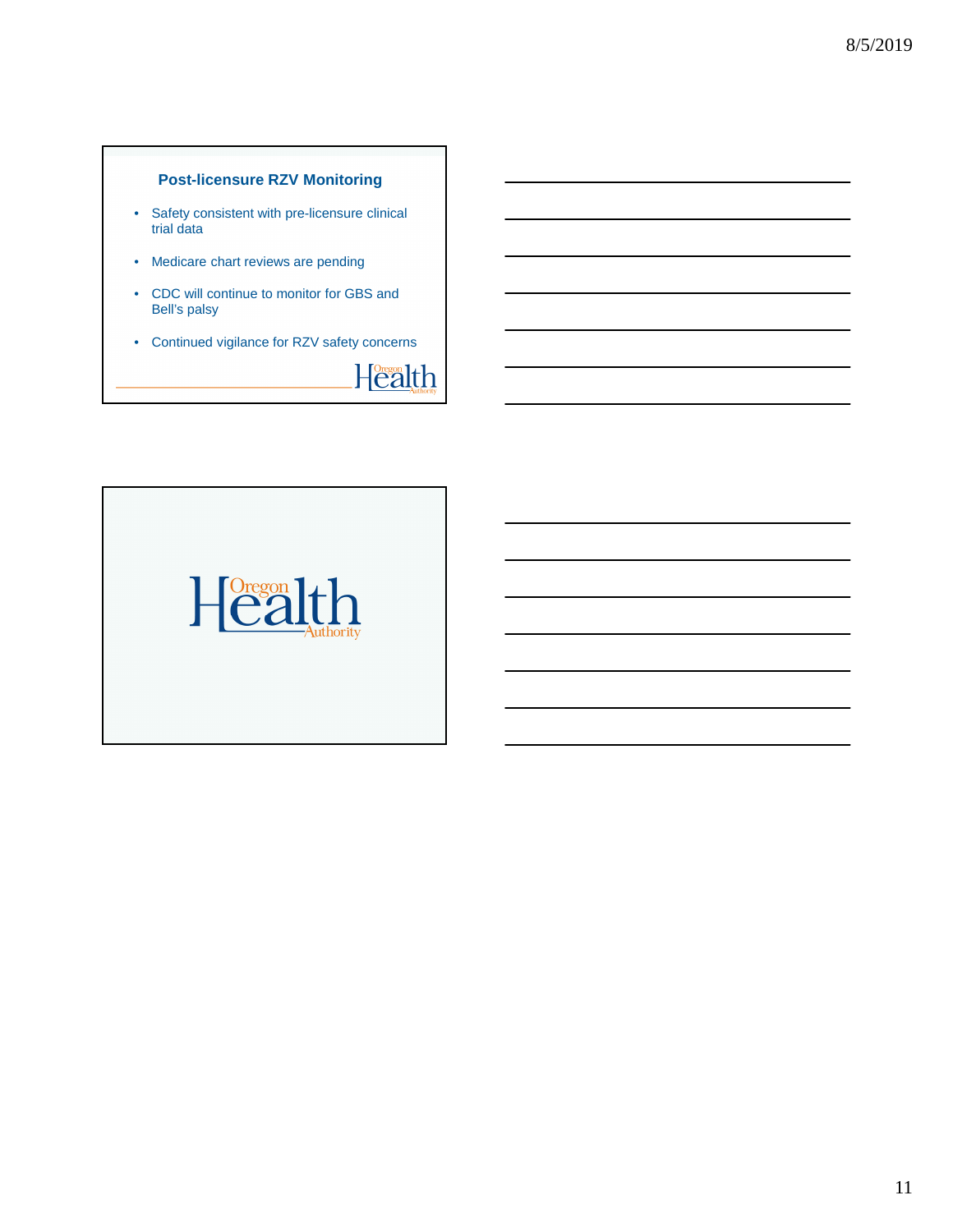## Post-licensure RZV Monitoring

- Safety consistent with pre-licensure clinical trial data
- Medicare chart reviews are pending
- CDC will continue to monitor for GBS and Bell's palsy
- Continued vigilance for RZV safety concerns

Oregon Health Authority

Oregon Health Authority